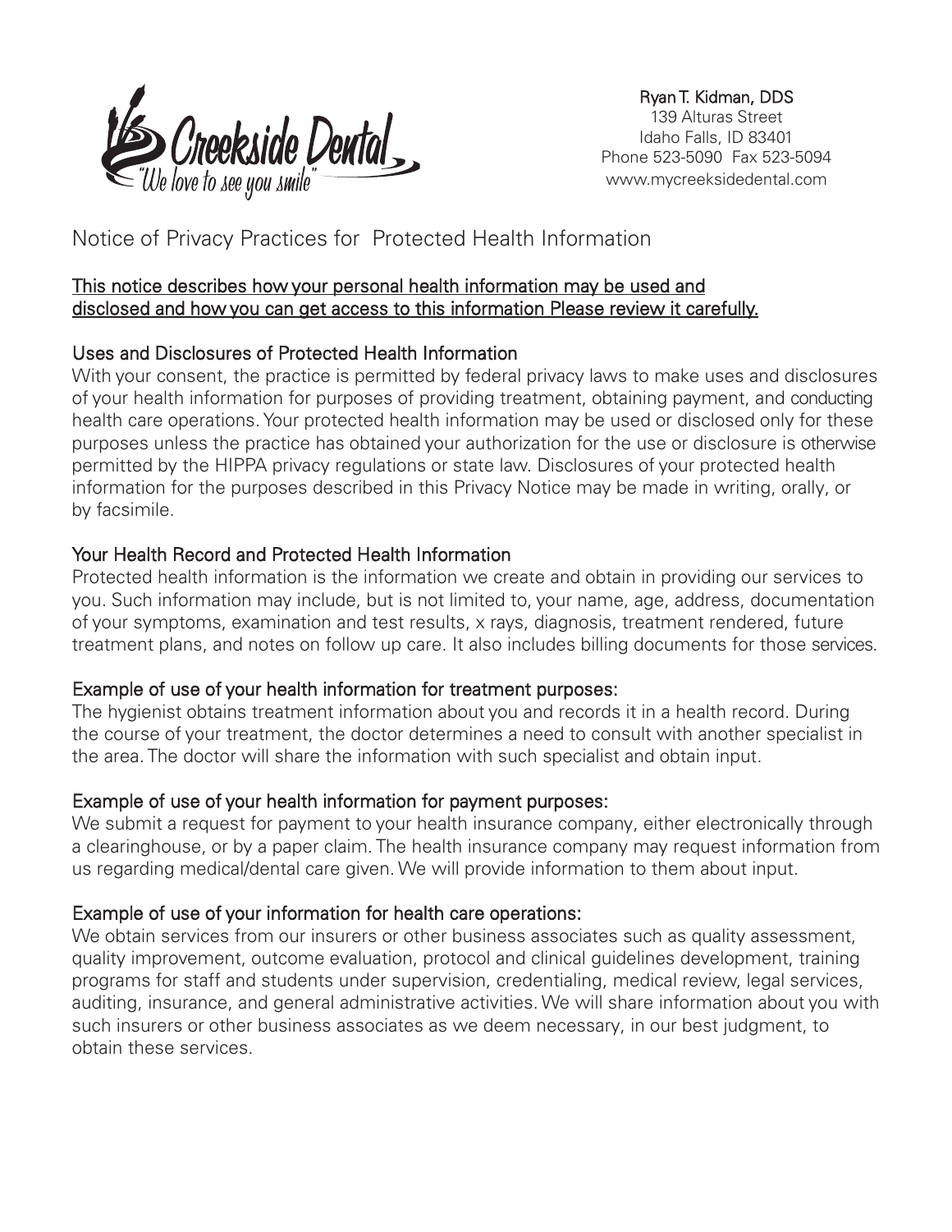Creekside Dental
"We love to see you smile"

Ryan T. Kidman, DDS
139 Alturas Street
Idaho Falls, ID 83401
Phone 523-5090 Fax 523-5094
www.mycreeksidedental.com

# Notice of Privacy Practices for Protected Health Information

<u>This notice describes how your personal health information may be used and disclosed and how you can get access to this information Please review it carefully.</u>

## Uses and Disclosures of Protected Health Information

With your consent, the practice is permitted by federal privacy laws to make uses and disclosures of your health information for purposes of providing treatment, obtaining payment, and conducting health care operations. Your protected health information may be used or disclosed only for these purposes unless the practice has obtained your authorization for the use or disclosure is otherwise permitted by the HIPPA privacy regulations or state law. Disclosures of your protected health information for the purposes described in this Privacy Notice may be made in writing, orally, or by facsimile.

## Your Health Record and Protected Health Information

Protected health information is the information we create and obtain in providing our services to you. Such information may include, but is not limited to, your name, age, address, documentation of your symptoms, examination and test results, x rays, diagnosis, treatment rendered, future treatment plans, and notes on follow up care. It also includes billing documents for those services.

## Example of use of your health information for treatment purposes:

The hygienist obtains treatment information about you and records it in a health record. During the course of your treatment, the doctor determines a need to consult with another specialist in the area. The doctor will share the information with such specialist and obtain input.

## Example of use of your health information for payment purposes:

We submit a request for payment to your health insurance company, either electronically through a clearinghouse, or by a paper claim. The health insurance company may request information from us regarding medical/dental care given. We will provide information to them about input.

## Example of use of your information for health care operations:

We obtain services from our insurers or other business associates such as quality assessment, quality improvement, outcome evaluation, protocol and clinical guidelines development, training programs for staff and students under supervision, credentialing, medical review, legal services, auditing, insurance, and general administrative activities. We will share information about you with such insurers or other business associates as we deem necessary, in our best judgment, to obtain these services.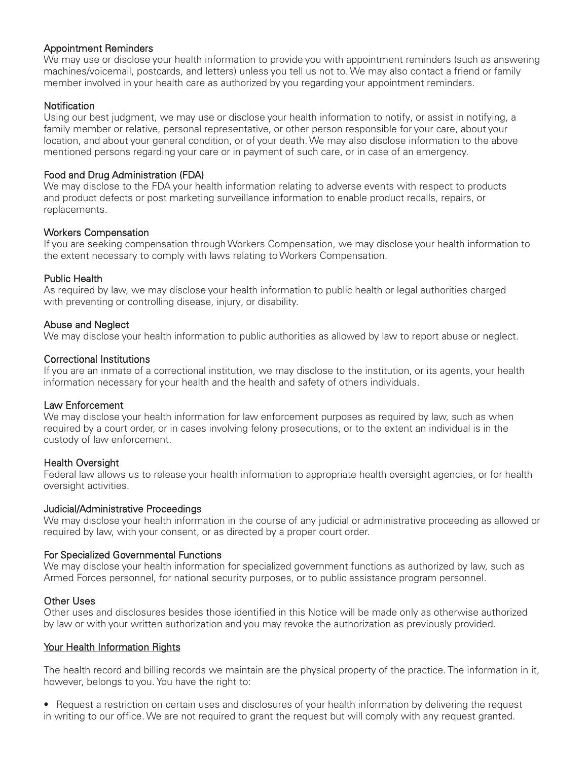### Appointment Reminders

We may use or disclose your health information to provide you with appointment reminders (such as answering machines/voicemail, postcards, and letters) unless you tell us not to. We may also contact a friend or family member involved in your health care as authorized by you regarding your appointment reminders.

### Notification

Using our best judgment, we may use or disclose your health information to notify, or assist in notifying, a family member or relative, personal representative, or other person responsible for your care, about your location, and about your general condition, or of your death. We may also disclose information to the above mentioned persons regarding your care or in payment of such care, or in case of an emergency.

### Food and Drug Administration (FDA)

We may disclose to the FDA your health information relating to adverse events with respect to products and product defects or post marketing surveillance information to enable product recalls, repairs, or replacements.

### Workers Compensation

If you are seeking compensation through Workers Compensation, we may disclose your health information to the extent necessary to comply with laws relating to Workers Compensation.

### Public Health

As required by law, we may disclose your health information to public health or legal authorities charged with preventing or controlling disease, injury, or disability.

### Abuse and Neglect

We may disclose your health information to public authorities as allowed by law to report abuse or neglect.

### Correctional Institutions

If you are an inmate of a correctional institution, we may disclose to the institution, or its agents, your health information necessary for your health and the health and safety of others individuals.

### Law Enforcement

We may disclose your health information for law enforcement purposes as required by law, such as when required by a court order, or in cases involving felony prosecutions, or to the extent an individual is in the custody of law enforcement.

### Health Oversight

Federal law allows us to release your health information to appropriate health oversight agencies, or for health oversight activities.

### Judicial/Administrative Proceedings

We may disclose your health information in the course of any judicial or administrative proceeding as allowed or required by law, with your consent, or as directed by a proper court order.

### For Specialized Governmental Functions

We may disclose your health information for specialized government functions as authorized by law, such as Armed Forces personnel, for national security purposes, or to public assistance program personnel.

### Other Uses

Other uses and disclosures besides those identified in this Notice will be made only as otherwise authorized by law or with your written authorization and you may revoke the authorization as previously provided.

## Your Health Information Rights

The health record and billing records we maintain are the physical property of the practice. The information in it, however, belongs to you. You have the right to:

- Request a restriction on certain uses and disclosures of your health information by delivering the request in writing to our office. We are not required to grant the request but will comply with any request granted.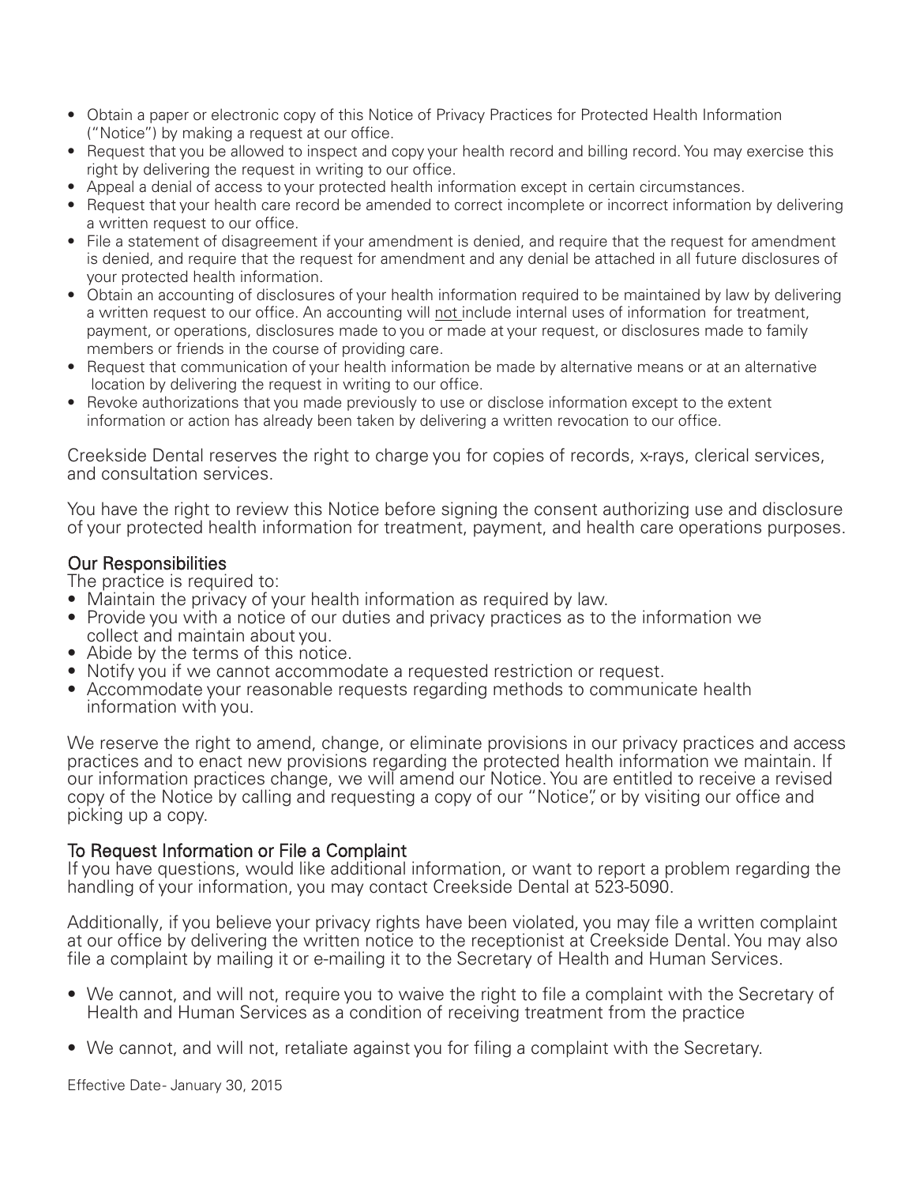- Obtain a paper or electronic copy of this Notice of Privacy Practices for Protected Health Information ("Notice") by making a request at our office.
- Request that you be allowed to inspect and copy your health record and billing record. You may exercise this right by delivering the request in writing to our office.
- Appeal a denial of access to your protected health information except in certain circumstances.
- Request that your health care record be amended to correct incomplete or incorrect information by delivering a written request to our office.
- File a statement of disagreement if your amendment is denied, and require that the request for amendment is denied, and require that the request for amendment and any denial be attached in all future disclosures of your protected health information.
- Obtain an accounting of disclosures of your health information required to be maintained by law by delivering a written request to our office. An accounting will not include internal uses of information for treatment, payment, or operations, disclosures made to you or made at your request, or disclosures made to family members or friends in the course of providing care.
- Request that communication of your health information be made by alternative means or at an alternative location by delivering the request in writing to our office.
- Revoke authorizations that you made previously to use or disclose information except to the extent information or action has already been taken by delivering a written revocation to our office.

Creekside Dental reserves the right to charge you for copies of records, x-rays, clerical services, and consultation services.

You have the right to review this Notice before signing the consent authorizing use and disclosure of your protected health information for treatment, payment, and health care operations purposes.

## Our Responsibilities

The practice is required to:

- Maintain the privacy of your health information as required by law.
- Provide you with a notice of our duties and privacy practices as to the information we collect and maintain about you.
- Abide by the terms of this notice.
- Notify you if we cannot accommodate a requested restriction or request.
- Accommodate your reasonable requests regarding methods to communicate health information with you.

We reserve the right to amend, change, or eliminate provisions in our privacy practices and access practices and to enact new provisions regarding the protected health information we maintain. If our information practices change, we will amend our Notice. You are entitled to receive a revised copy of the Notice by calling and requesting a copy of our "Notice", or by visiting our office and picking up a copy.

## To Request Information or File a Complaint

If you have questions, would like additional information, or want to report a problem regarding the handling of your information, you may contact Creekside Dental at 523-5090.

Additionally, if you believe your privacy rights have been violated, you may file a written complaint at our office by delivering the written notice to the receptionist at Creekside Dental. You may also file a complaint by mailing it or e-mailing it to the Secretary of Health and Human Services.

- We cannot, and will not, require you to waive the right to file a complaint with the Secretary of Health and Human Services as a condition of receiving treatment from the practice

- We cannot, and will not, retaliate against you for filing a complaint with the Secretary.

Effective Date- January 30, 2015